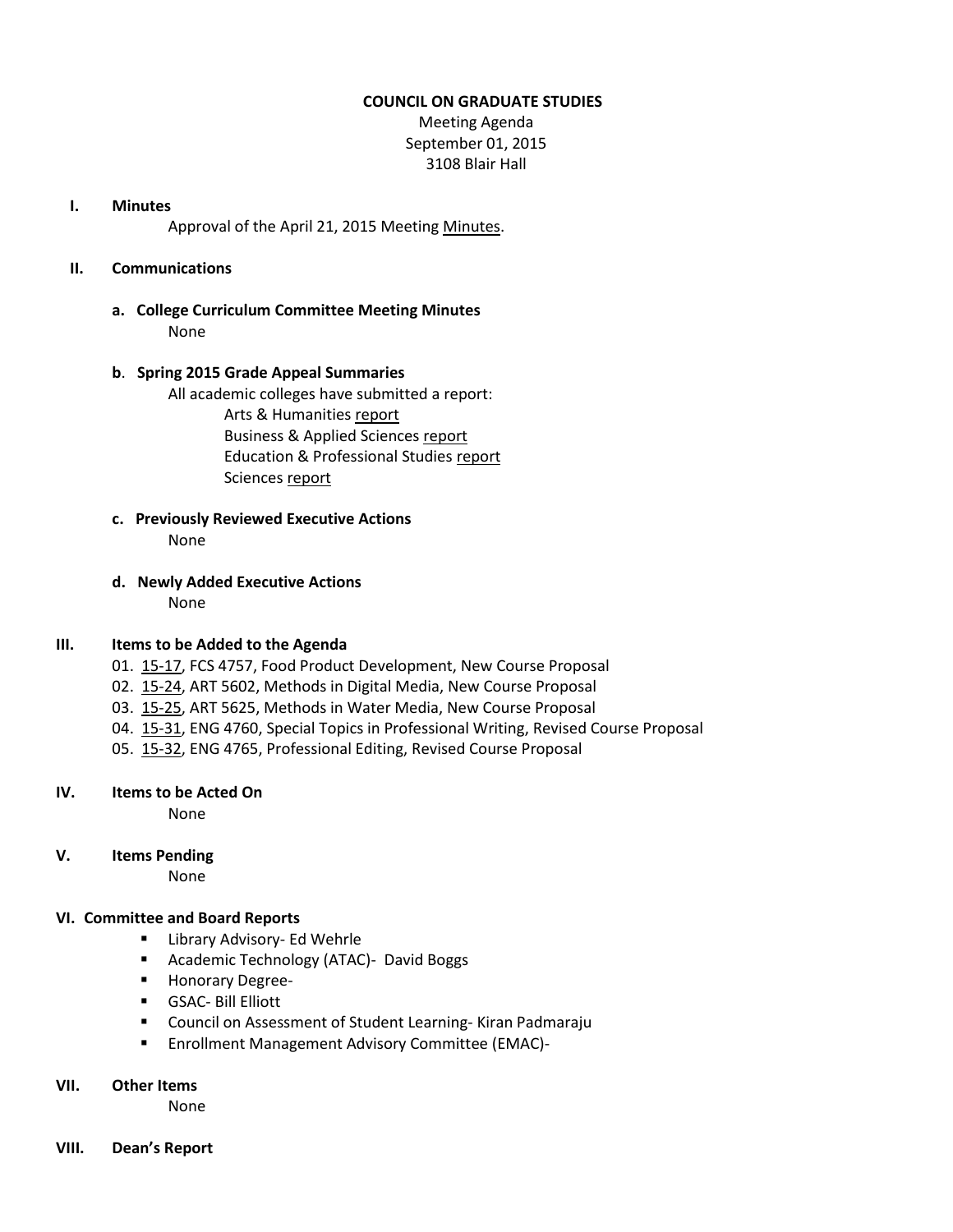# COUNCIL ON GRADUATE STUDIES

Meeting Agenda
September 01, 2015
3108 Blair Hall

## I. Minutes

Approval of the April 21, 2015 Meeting Minutes.

## II. Communications

### a. College Curriculum Committee Meeting Minutes

None

### b. Spring 2015 Grade Appeal Summaries

All academic colleges have submitted a report:

- Arts & Humanities report
- Business & Applied Sciences report
- Education & Professional Studies report
- Sciences report

### c. Previously Reviewed Executive Actions

None

### d. Newly Added Executive Actions

None

## III. Items to be Added to the Agenda

01. 15-17, FCS 4757, Food Product Development, New Course Proposal
02. 15-24, ART 5602, Methods in Digital Media, New Course Proposal
03. 15-25, ART 5625, Methods in Water Media, New Course Proposal
04. 15-31, ENG 4760, Special Topics in Professional Writing, Revised Course Proposal
05. 15-32, ENG 4765, Professional Editing, Revised Course Proposal

## IV. Items to be Acted On

None

## V. Items Pending

None

## VI. Committee and Board Reports

- Library Advisory- Ed Wehrle
- Academic Technology (ATAC)- David Boggs
- Honorary Degree-
- GSAC- Bill Elliott
- Council on Assessment of Student Learning- Kiran Padmaraju
- Enrollment Management Advisory Committee (EMAC)-

## VII. Other Items

None

## VIII. Dean's Report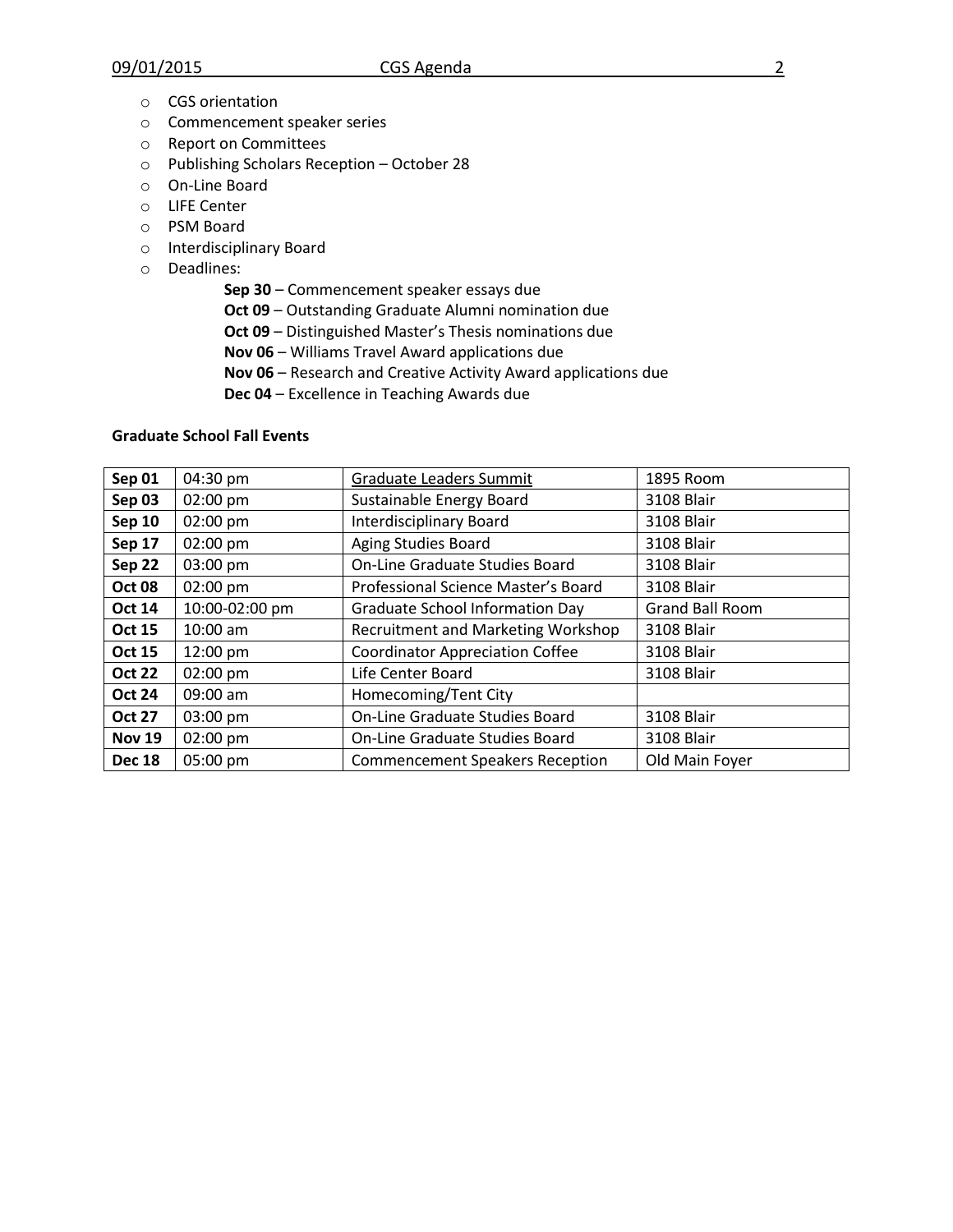- CGS orientation
- Commencement speaker series
- Report on Committees
- Publishing Scholars Reception – October 28
- On-Line Board
- LIFE Center
- PSM Board
- Interdisciplinary Board
- Deadlines:
  - **Sep 30** – Commencement speaker essays due
  - **Oct 09** – Outstanding Graduate Alumni nomination due
  - **Oct 09** – Distinguished Master's Thesis nominations due
  - **Nov 06** – Williams Travel Award applications due
  - **Nov 06** – Research and Creative Activity Award applications due
  - **Dec 04** – Excellence in Teaching Awards due

**Graduate School Fall Events**

| | | | |
|---|---|---|---|
| **Sep 01** | 04:30 pm | Graduate Leaders Summit | 1895 Room |
| **Sep 03** | 02:00 pm | Sustainable Energy Board | 3108 Blair |
| **Sep 10** | 02:00 pm | Interdisciplinary Board | 3108 Blair |
| **Sep 17** | 02:00 pm | Aging Studies Board | 3108 Blair |
| **Sep 22** | 03:00 pm | On-Line Graduate Studies Board | 3108 Blair |
| **Oct 08** | 02:00 pm | Professional Science Master's Board | 3108 Blair |
| **Oct 14** | 10:00-02:00 pm | Graduate School Information Day | Grand Ball Room |
| **Oct 15** | 10:00 am | Recruitment and Marketing Workshop | 3108 Blair |
| **Oct 15** | 12:00 pm | Coordinator Appreciation Coffee | 3108 Blair |
| **Oct 22** | 02:00 pm | Life Center Board | 3108 Blair |
| **Oct 24** | 09:00 am | Homecoming/Tent City | |
| **Oct 27** | 03:00 pm | On-Line Graduate Studies Board | 3108 Blair |
| **Nov 19** | 02:00 pm | On-Line Graduate Studies Board | 3108 Blair |
| **Dec 18** | 05:00 pm | Commencement Speakers Reception | Old Main Foyer |